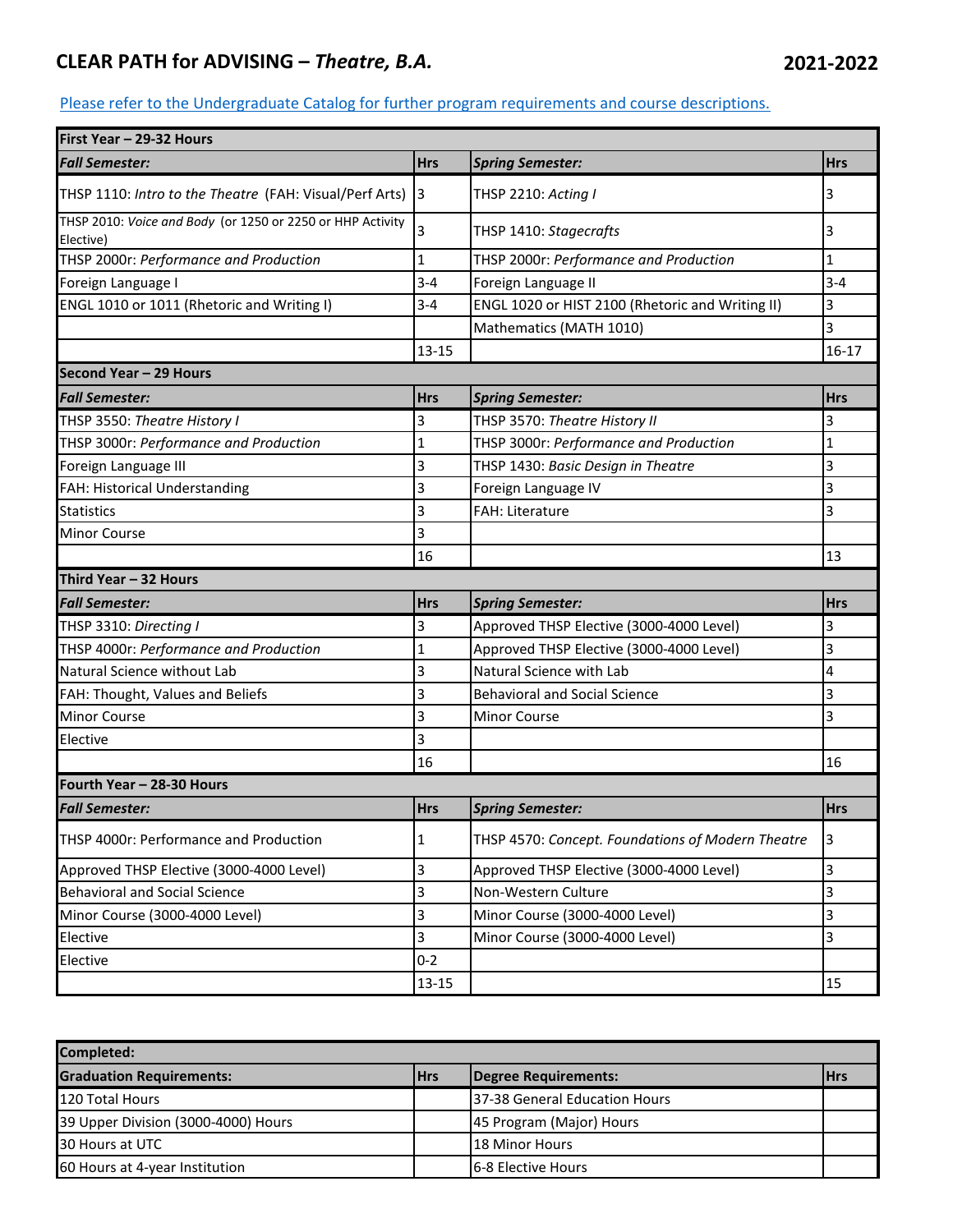# CLEAR PATH for ADVISING – *Theatre, B.A.* 2021-2022

[Please refer to the Undergraduate Catalog for further program requirements and course descriptions.]

| **First Year – 29-32 Hours** | | | |
|---|---|---|---|
| ***Fall Semester:*** | **Hrs** | ***Spring Semester:*** | **Hrs** |
| THSP 1110: *Intro to the Theatre* (FAH: Visual/Perf Arts) | 3 | THSP 2210: *Acting I* | 3 |
| THSP 2010: *Voice and Body* (or 1250 or 2250 or HHP Activity Elective) | 3 | THSP 1410: *Stagecrafts* | 3 |
| THSP 2000r: *Performance and Production* | 1 | THSP 2000r: *Performance and Production* | 1 |
| Foreign Language I | 3-4 | Foreign Language II | 3-4 |
| ENGL 1010 or 1011 (Rhetoric and Writing I) | 3-4 | ENGL 1020 or HIST 2100 (Rhetoric and Writing II) | 3 |
| | | Mathematics (MATH 1010) | 3 |
| | 13-15 | | 16-17 |
| **Second Year – 29 Hours** | | | |
| ***Fall Semester:*** | **Hrs** | ***Spring Semester:*** | **Hrs** |
| THSP 3550: *Theatre History I* | 3 | THSP 3570: *Theatre History II* | 3 |
| THSP 3000r: *Performance and Production* | 1 | THSP 3000r: *Performance and Production* | 1 |
| Foreign Language III | 3 | THSP 1430: *Basic Design in Theatre* | 3 |
| FAH: Historical Understanding | 3 | Foreign Language IV | 3 |
| Statistics | 3 | FAH: Literature | 3 |
| Minor Course | 3 | | |
| | 16 | | 13 |
| **Third Year – 32 Hours** | | | |
| ***Fall Semester:*** | **Hrs** | ***Spring Semester:*** | **Hrs** |
| THSP 3310: *Directing I* | 3 | Approved THSP Elective (3000-4000 Level) | 3 |
| THSP 4000r: *Performance and Production* | 1 | Approved THSP Elective (3000-4000 Level) | 3 |
| Natural Science without Lab | 3 | Natural Science with Lab | 4 |
| FAH: Thought, Values and Beliefs | 3 | Behavioral and Social Science | 3 |
| Minor Course | 3 | Minor Course | 3 |
| Elective | 3 | | |
| | 16 | | 16 |
| **Fourth Year – 28-30 Hours** | | | |
| ***Fall Semester:*** | **Hrs** | ***Spring Semester:*** | **Hrs** |
| THSP 4000r: Performance and Production | 1 | THSP 4570: *Concept. Foundations of Modern Theatre* | 3 |
| Approved THSP Elective (3000-4000 Level) | 3 | Approved THSP Elective (3000-4000 Level) | 3 |
| Behavioral and Social Science | 3 | Non-Western Culture | 3 |
| Minor Course (3000-4000 Level) | 3 | Minor Course (3000-4000 Level) | 3 |
| Elective | 3 | Minor Course (3000-4000 Level) | 3 |
| Elective | 0-2 | | |
| | 13-15 | | 15 |

| **Completed:** | | | |
|---|---|---|---|
| **Graduation Requirements:** | **Hrs** | **Degree Requirements:** | **Hrs** |
| 120 Total Hours | | 37-38 General Education Hours | |
| 39 Upper Division (3000-4000) Hours | | 45 Program (Major) Hours | |
| 30 Hours at UTC | | 18 Minor Hours | |
| 60 Hours at 4-year Institution | | 6-8 Elective Hours | |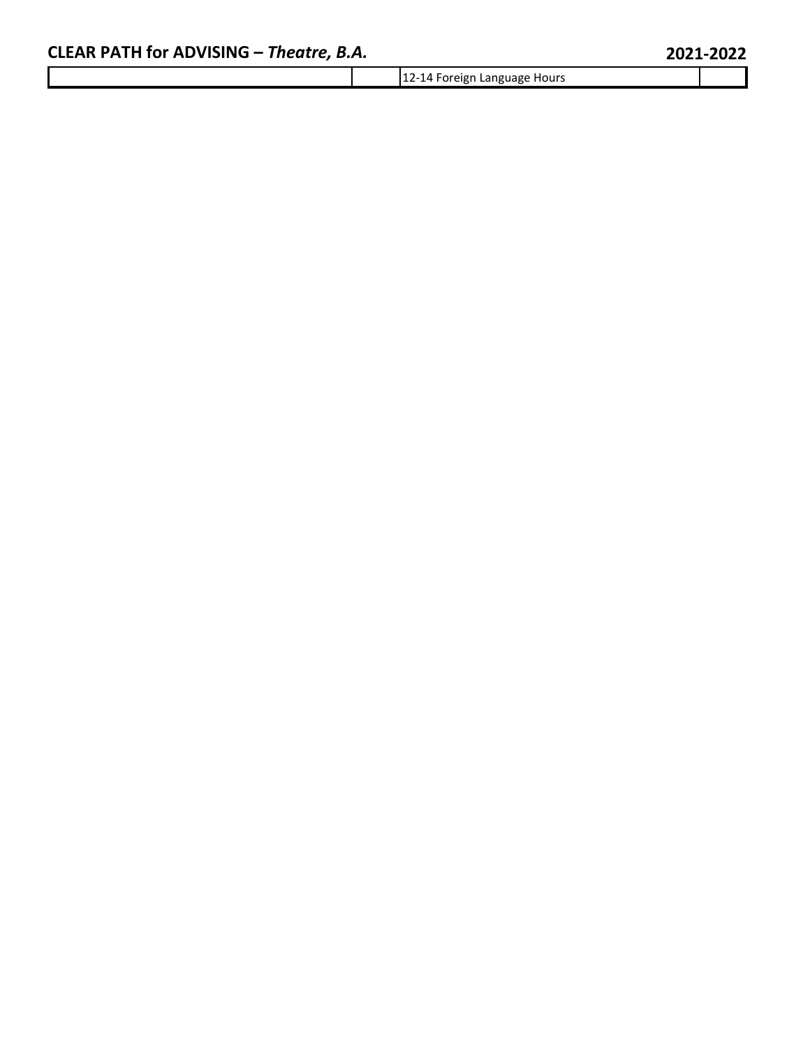| | | | |
|---|---|---|---|
| | | 12-14 Foreign Language Hours | |